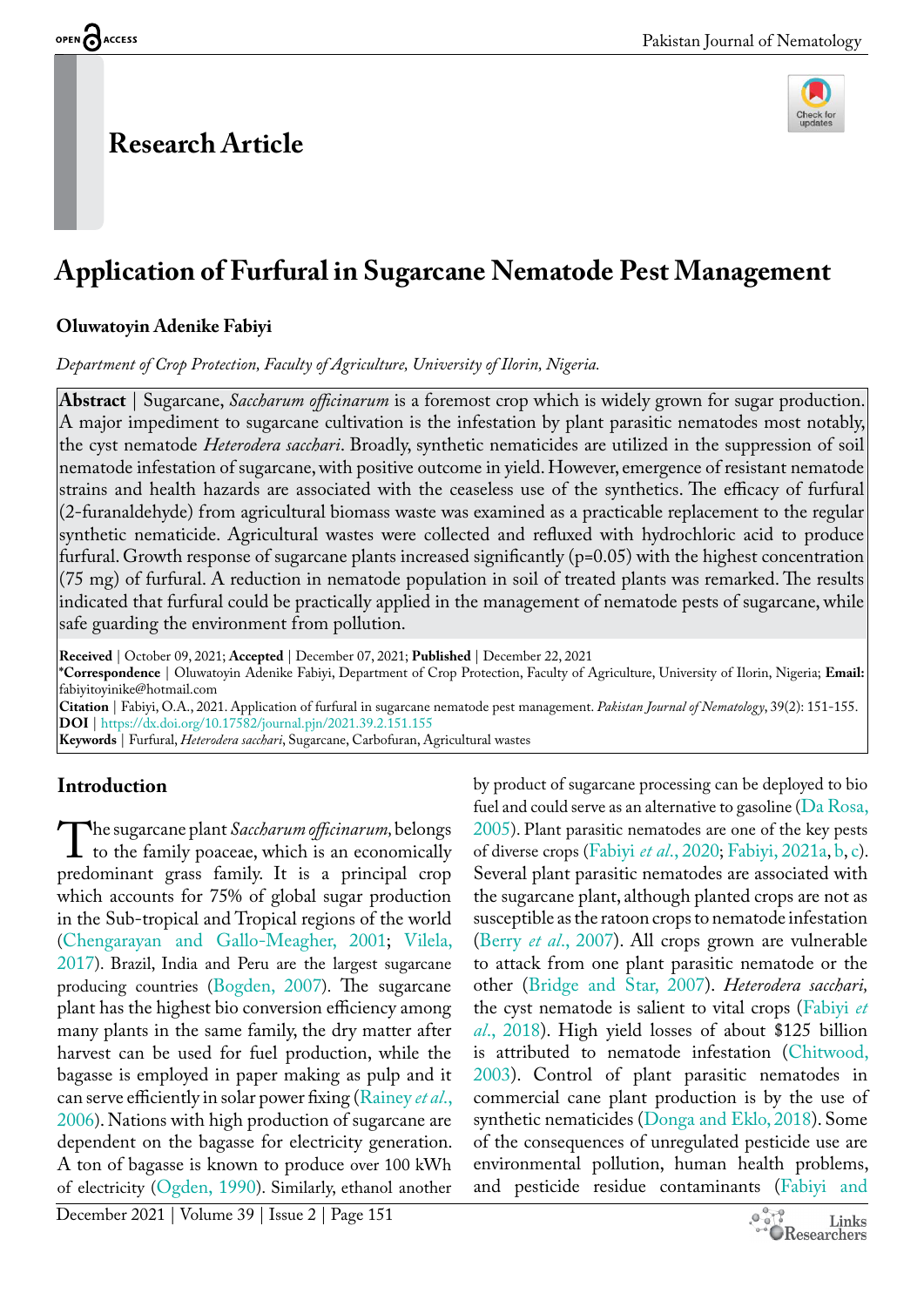Research Article

# Application of Furfural in Sugarcane Nematode Pest Management

**Oluwatoyin Adenike Fabiyi**

*Department of Crop Protection, Faculty of Agriculture, University of Ilorin, Nigeria.*

**Abstract** | Sugarcane, *Saccharum officinarum* is a foremost crop which is widely grown for sugar production. A major impediment to sugarcane cultivation is the infestation by plant parasitic nematodes most notably, the cyst nematode *Heterodera sacchari*. Broadly, synthetic nematicides are utilized in the suppression of soil nematode infestation of sugarcane, with positive outcome in yield. However, emergence of resistant nematode strains and health hazards are associated with the ceaseless use of the synthetics. The efficacy of furfural (2-furanaldehyde) from agricultural biomass waste was examined as a practicable replacement to the regular synthetic nematicide. Agricultural wastes were collected and refluxed with hydrochloric acid to produce furfural. Growth response of sugarcane plants increased significantly (p=0.05) with the highest concentration (75 mg) of furfural. A reduction in nematode population in soil of treated plants was remarked. The results indicated that furfural could be practically applied in the management of nematode pests of sugarcane, while safe guarding the environment from pollution.

**Received** | October 09, 2021; **Accepted** | December 07, 2021; **Published** | December 22, 2021
***Correspondence** | Oluwatoyin Adenike Fabiyi, Department of Crop Protection, Faculty of Agriculture, University of Ilorin, Nigeria; **Email:** fabiyitoyinike@hotmail.com
**Citation** | Fabiyi, O.A., 2021. Application of furfural in sugarcane nematode pest management. *Pakistan Journal of Nematology*, 39(2): 151-155.
**DOI** | https://dx.doi.org/10.17582/journal.pjn/2021.39.2.151.155
**Keywords** | Furfural, *Heterodera sacchari*, Sugarcane, Carbofuran, Agricultural wastes

## Introduction

The sugarcane plant *Saccharum officinarum,* belongs to the family poaceae, which is an economically predominant grass family. It is a principal crop which accounts for 75% of global sugar production in the Sub-tropical and Tropical regions of the world (Chengarayan and Gallo-Meagher, 2001; Vilela, 2017). Brazil, India and Peru are the largest sugarcane producing countries (Bogden, 2007). The sugarcane plant has the highest bio conversion efficiency among many plants in the same family, the dry matter after harvest can be used for fuel production, while the bagasse is employed in paper making as pulp and it can serve efficiently in solar power fixing (Rainey *et al.*, 2006). Nations with high production of sugarcane are dependent on the bagasse for electricity generation. A ton of bagasse is known to produce over 100 kWh of electricity (Ogden, 1990). Similarly, ethanol another by product of sugarcane processing can be deployed to bio fuel and could serve as an alternative to gasoline (Da Rosa, 2005). Plant parasitic nematodes are one of the key pests of diverse crops (Fabiyi *et al*., 2020; Fabiyi, 2021a, b, c). Several plant parasitic nematodes are associated with the sugarcane plant, although planted crops are not as susceptible as the ratoon crops to nematode infestation (Berry *et al*., 2007). All crops grown are vulnerable to attack from one plant parasitic nematode or the other (Bridge and Star, 2007). *Heterodera sacchari,* the cyst nematode is salient to vital crops (Fabiyi *et al*., 2018). High yield losses of about $125 billion is attributed to nematode infestation (Chitwood, 2003). Control of plant parasitic nematodes in commercial cane plant production is by the use of synthetic nematicides (Donga and Eklo, 2018). Some of the consequences of unregulated pesticide use are environmental pollution, human health problems, and pesticide residue contaminants (Fabiyi and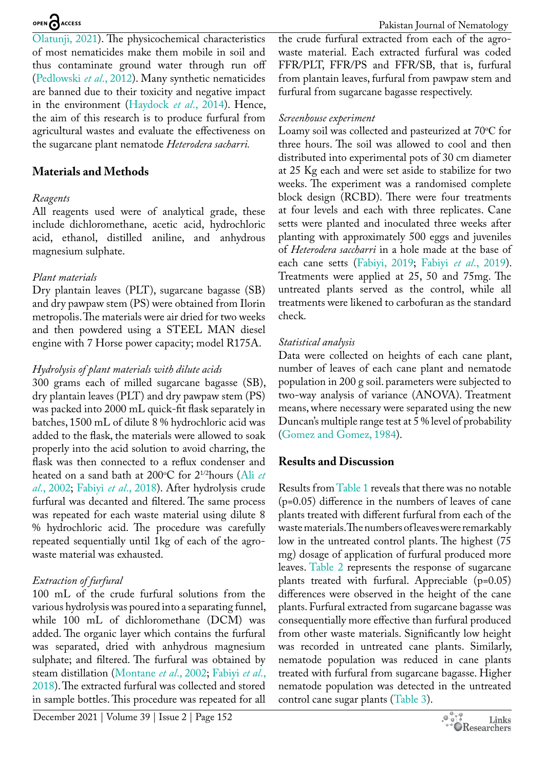Olatunji, 2021). The physicochemical characteristics of most nematicides make them mobile in soil and thus contaminate ground water through run off (Pedlowski *et al*., 2012). Many synthetic nematicides are banned due to their toxicity and negative impact in the environment (Haydock *et al*., 2014). Hence, the aim of this research is to produce furfural from agricultural wastes and evaluate the effectiveness on the sugarcane plant nematode *Heterodera sacharri.*

## Materials and Methods

*Reagents*

All reagents used were of analytical grade, these include dichloromethane, acetic acid, hydrochloric acid, ethanol, distilled aniline, and anhydrous magnesium sulphate.

*Plant materials*

Dry plantain leaves (PLT), sugarcane bagasse (SB) and dry pawpaw stem (PS) were obtained from Ilorin metropolis. The materials were air dried for two weeks and then powdered using a STEEL MAN diesel engine with 7 Horse power capacity; model R175A.

*Hydrolysis of plant materials with dilute acids*

300 grams each of milled sugarcane bagasse (SB), dry plantain leaves (PLT) and dry pawpaw stem (PS) was packed into 2000 mL quick-fit flask separately in batches, 1500 mL of dilute 8 % hydrochloric acid was added to the flask, the materials were allowed to soak properly into the acid solution to avoid charring, the flask was then connected to a reflux condenser and heated on a sand bath at 200°C for $2^{1/2}$hours (Ali *et al*., 2002; Fabiyi *et al*., 2018). After hydrolysis crude furfural was decanted and filtered. The same process was repeated for each waste material using dilute 8 % hydrochloric acid. The procedure was carefully repeated sequentially until 1kg of each of the agro-waste material was exhausted.

*Extraction of furfural*

100 mL of the crude furfural solutions from the various hydrolysis was poured into a separating funnel, while 100 mL of dichloromethane (DCM) was added. The organic layer which contains the furfural was separated, dried with anhydrous magnesium sulphate; and filtered. The furfural was obtained by steam distillation (Montane *et al*., 2002; Fabiyi *et al*., 2018). The extracted furfural was collected and stored in sample bottles. This procedure was repeated for all the crude furfural extracted from each of the agro-waste material. Each extracted furfural was coded FFR/PLT, FFR/PS and FFR/SB, that is, furfural from plantain leaves, furfural from pawpaw stem and furfural from sugarcane bagasse respectively.

*Screenhouse experiment*

Loamy soil was collected and pasteurized at 70°C for three hours. The soil was allowed to cool and then distributed into experimental pots of 30 cm diameter at 25 Kg each and were set aside to stabilize for two weeks. The experiment was a randomised complete block design (RCBD). There were four treatments at four levels and each with three replicates. Cane setts were planted and inoculated three weeks after planting with approximately 500 eggs and juveniles of *Heterodera saccharri* in a hole made at the base of each cane setts (Fabiyi, 2019; Fabiyi *et al*., 2019). Treatments were applied at 25, 50 and 75mg. The untreated plants served as the control, while all treatments were likened to carbofuran as the standard check.

*Statistical analysis*

Data were collected on heights of each cane plant, number of leaves of each cane plant and nematode population in 200 g soil. parameters were subjected to two-way analysis of variance (ANOVA). Treatment means, where necessary were separated using the new Duncan's multiple range test at 5 % level of probability (Gomez and Gomez, 1984).

## Results and Discussion

Results from Table 1 reveals that there was no notable ($p=0.05$) difference in the numbers of leaves of cane plants treated with different furfural from each of the waste materials. The numbers of leaves were remarkably low in the untreated control plants. The highest (75 mg) dosage of application of furfural produced more leaves. Table 2 represents the response of sugarcane plants treated with furfural. Appreciable ($p=0.05$) differences were observed in the height of the cane plants. Furfural extracted from sugarcane bagasse was consequentially more effective than furfural produced from other waste materials. Significantly low height was recorded in untreated cane plants. Similarly, nematode population was reduced in cane plants treated with furfural from sugarcane bagasse. Higher nematode population was detected in the untreated control cane sugar plants (Table 3).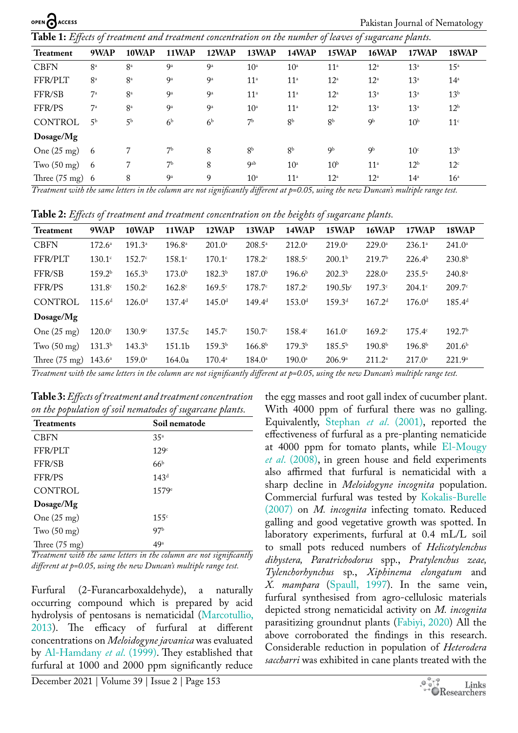**Table 1:** *Effects of treatment and treatment concentration on the number of leaves of sugarcane plants.*

| Treatment | 9WAP | 10WAP | 11WAP | 12WAP | 13WAP | 14WAP | 15WAP | 16WAP | 17WAP | 18WAP |
|---|---|---|---|---|---|---|---|---|---|---|
| CBFN | 8[a] | 8[a] | 9[a] | 9[a] | 10[a] | 10[a] | 11[a] | 12[a] | 13[a] | 15[a] |
| FFR/PLT | 8[a] | 8[a] | 9[a] | 9[a] | 11[a] | 11[a] | 12[a] | 12[a] | 13[a] | 14[a] |
| FFR/SB | 7[a] | 8[a] | 9[a] | 9[a] | 11[a] | 11[a] | 12[a] | 13[a] | 13[a] | 13[b] |
| FFR/PS | 7[a] | 8[a] | 9[a] | 9[a] | 10[a] | 11[a] | 12[a] | 13[a] | 13[a] | 12[b] |
| CONTROL | 5[b] | 5[b] | 6[b] | 6[b] | 7[b] | 8[b] | 8[b] | 9[b] | 10[b] | 11[c] |
| **Dosage/Mg** | | | | | | | | | | |
| One (25 mg) | 6 | 7 | 7[b] | 8 | 8[b] | 8[b] | 9[b] | 9[b] | 10[c] | 13[b] |
| Two (50 mg) | 6 | 7 | 7[b] | 8 | 9[ab] | 10[a] | 10[b] | 11[a] | 12[b] | 12[c] |
| Three (75 mg) | 6 | 8 | 9[a] | 9 | 10[a] | 11[a] | 12[a] | 12[a] | 14[a] | 16[a] |

*Treatment with the same letters in the column are not significantly different at p=0.05, using the new Duncan's multiple range test.*

**Table 2:** *Effects of treatment and treatment concentration on the heights of sugarcane plants.*

| Treatment | 9WAP | 10WAP | 11WAP | 12WAP | 13WAP | 14WAP | 15WAP | 16WAP | 17WAP | 18WAP |
|---|---|---|---|---|---|---|---|---|---|---|
| CBFN | 172.6[a] | 191.3[a] | 196.8[a] | 201.0[a] | 208.5[a] | 212.0[a] | 219.0[a] | 229.0[a] | 236.1[a] | 241.0[a] |
| FFR/PLT | 130.1[c] | 152.7[c] | 158.1[c] | 170.1[c] | 178.2[c] | 188.5[c] | 200.1[b] | 219.7[b] | 226.4[b] | 230.8[b] |
| FFR/SB | 159.2[b] | 165.3[b] | 173.0[b] | 182.3[b] | 187.0[b] | 196.6[b] | 202.3[b] | 228.0[a] | 235.5[a] | 240.8[a] |
| FFR/PS | 131.8[c] | 150.2[c] | 162.8[c] | 169.5[c] | 178.7[c] | 187.2[c] | 190.5b[c] | 197.3[c] | 204.1[c] | 209.7[c] |
| CONTROL | 115.6[d] | 126.0[d] | 137.4[d] | 145.0[d] | 149.4[d] | 153.0[d] | 159.3[d] | 167.2[d] | 176.0[d] | 185.4[d] |
| **Dosage/Mg** | | | | | | | | | | |
| One (25 mg) | 120.0[c] | 130.9[c] | 137.5c | 145.7[c] | 150.7[c] | 158.4[c] | 161.0[c] | 169.2[c] | 175.4[c] | 192.7[b] |
| Two (50 mg) | 131.3[b] | 143.3[b] | 151.1b | 159.3[b] | 166.8[b] | 179.3[b] | 185.5[b] | 190.8[b] | 196.8[b] | 201.6[b] |
| Three (75 mg) | 143.6[a] | 159.0[a] | 164.0a | 170.4[a] | 184.0[a] | 190.0[a] | 206.9[a] | 211.2[a] | 217.0[a] | 221.9[a] |

*Treatment with the same letters in the column are not significantly different at p=0.05, using the new Duncan's multiple range test.*

**Table 3:** *Effects of treatment and treatment concentration on the population of soil nematodes of sugarcane plants.*

| Treatments | Soil nematode |
|---|---|
| CBFN | 35[a] |
| FFR/PLT | 129[c] |
| FFR/SB | 66[b] |
| FFR/PS | 143[d] |
| CONTROL | 1579[e] |
| **Dosage/Mg** | |
| One (25 mg) | 155[c] |
| Two (50 mg) | 97[b] |
| Three (75 mg) | 49[a] |

*Treatment with the same letters in the column are not significantly different at p=0.05, using the new Duncan's multiple range test.*

Furfural (2-Furancarboxaldehyde), a naturally occurring compound which is prepared by acid hydrolysis of pentosans is nematicidal (Marcotullio, 2013). The efficacy of furfural at different concentrations on *Meloidogyne javanica* was evaluated by Al-Hamdany *et al.* (1999). They established that furfural at 1000 and 2000 ppm significantly reduce the egg masses and root gall index of cucumber plant. With 4000 ppm of furfural there was no galling. Equivalently, Stephan *et al.* (2001), reported the effectiveness of furfural as a pre-planting nematicide at 4000 ppm for tomato plants, while El-Mougy *et al.* (2008), in green house and field experiments also affirmed that furfural is nematicidal with a sharp decline in *Meloidogyne incognita* population. Commercial furfural was tested by Kokalis-Burelle (2007) on *M. incognita* infecting tomato. Reduced galling and good vegetative growth was spotted. In laboratory experiments, furfural at 0.4 mL/L soil to small pots reduced numbers of *Helicotylenchus dihystera, Paratrichodorus* spp., *Pratylenchus zeae, Tylenchorhynchus* sp., *Xiphinema elongatum* and *X. mampara* (Spaull, 1997). In the same vein, furfural synthesised from agro-cellulosic materials depicted strong nematicidal activity on *M. incognita* parasitizing groundnut plants (Fabiyi, 2020) All the above corroborated the findings in this research. Considerable reduction in population of *Heterodera saccharri* was exhibited in cane plants treated with the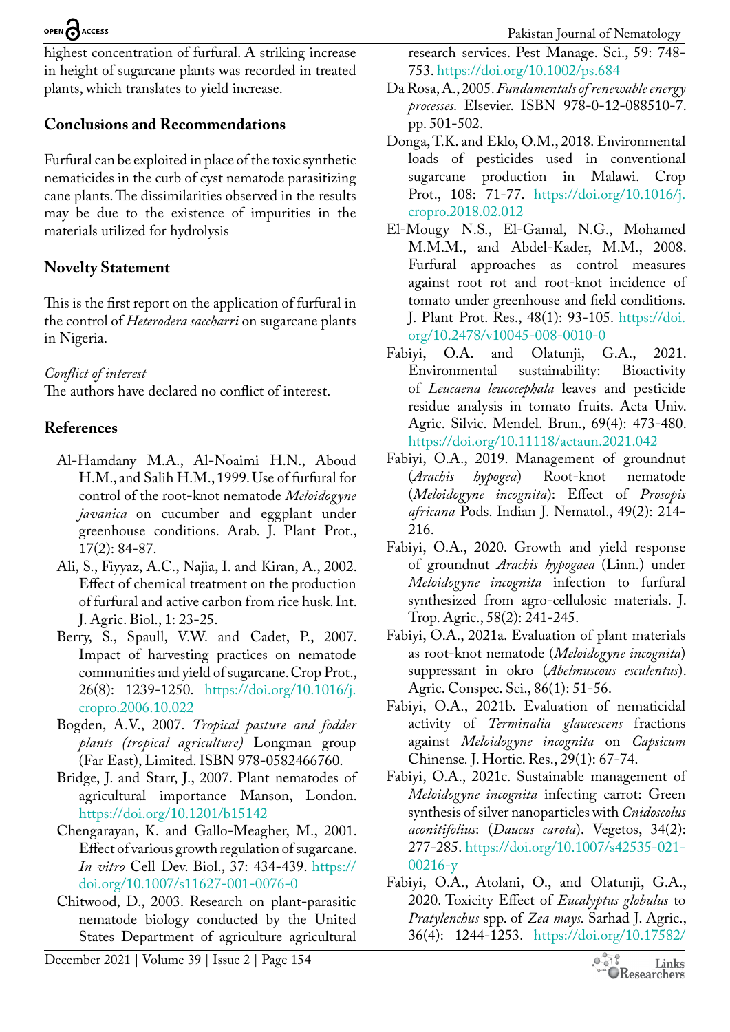highest concentration of furfural. A striking increase in height of sugarcane plants was recorded in treated plants, which translates to yield increase.

## Conclusions and Recommendations

Furfural can be exploited in place of the toxic synthetic nematicides in the curb of cyst nematode parasitizing cane plants. The dissimilarities observed in the results may be due to the existence of impurities in the materials utilized for hydrolysis

## Novelty Statement

This is the first report on the application of furfural in the control of *Heterodera saccharri* on sugarcane plants in Nigeria.

*Conflict of interest*

The authors have declared no conflict of interest.

## References

Al-Hamdany M.A., Al-Noaimi H.N., Aboud H.M., and Salih H.M., 1999. Use of furfural for control of the root-knot nematode *Meloidogyne javanica* on cucumber and eggplant under greenhouse conditions. Arab. J. Plant Prot., 17(2): 84-87.

Ali, S., Fiyyaz, A.C., Najia, I. and Kiran, A., 2002. Effect of chemical treatment on the production of furfural and active carbon from rice husk. Int. J. Agric. Biol., 1: 23-25.

Berry, S., Spaull, V.W. and Cadet, P., 2007. Impact of harvesting practices on nematode communities and yield of sugarcane. Crop Prot., 26(8): 1239-1250. https://doi.org/10.1016/j.cropro.2006.10.022

Bogden, A.V., 2007. *Tropical pasture and fodder plants (tropical agriculture)* Longman group (Far East), Limited. ISBN 978-0582466760.

Bridge, J. and Starr, J., 2007. Plant nematodes of agricultural importance Manson, London. https://doi.org/10.1201/b15142

Chengarayan, K. and Gallo-Meagher, M., 2001. Effect of various growth regulation of sugarcane. *In vitro* Cell Dev. Biol., 37: 434-439. https://doi.org/10.1007/s11627-001-0076-0

Chitwood, D., 2003. Research on plant-parasitic nematode biology conducted by the United States Department of agriculture agricultural research services. Pest Manage. Sci., 59: 748-753. https://doi.org/10.1002/ps.684

Da Rosa, A., 2005. *Fundamentals of renewable energy processes.* Elsevier. ISBN 978-0-12-088510-7. pp. 501-502.

Donga, T.K. and Eklo, O.M., 2018. Environmental loads of pesticides used in conventional sugarcane production in Malawi. Crop Prot., 108: 71-77. https://doi.org/10.1016/j.cropro.2018.02.012

El-Mougy N.S., El-Gamal, N.G., Mohamed M.M.M., and Abdel-Kader, M.M., 2008. Furfural approaches as control measures against root rot and root-knot incidence of tomato under greenhouse and field conditions. J. Plant Prot. Res., 48(1): 93-105. https://doi.org/10.2478/v10045-008-0010-0

Fabiyi, O.A. and Olatunji, G.A., 2021. Environmental sustainability: Bioactivity of *Leucaena leucocephala* leaves and pesticide residue analysis in tomato fruits. Acta Univ. Agric. Silvic. Mendel. Brun., 69(4): 473-480. https://doi.org/10.11118/actaun.2021.042

Fabiyi, O.A., 2019. Management of groundnut (*Arachis hypogea*) Root-knot nematode (*Meloidogyne incognita*): Effect of *Prosopis africana* Pods. Indian J. Nematol., 49(2): 214-216.

Fabiyi, O.A., 2020. Growth and yield response of groundnut *Arachis hypogaea* (Linn.) under *Meloidogyne incognita* infection to furfural synthesized from agro-cellulosic materials. J. Trop. Agric., 58(2): 241-245.

Fabiyi, O.A., 2021a. Evaluation of plant materials as root-knot nematode (*Meloidogyne incognita*) suppressant in okro (*Abelmuscous esculentus*). Agric. Conspec. Sci., 86(1): 51-56.

Fabiyi, O.A., 2021b. Evaluation of nematicidal activity of *Terminalia glaucescens* fractions against *Meloidogyne incognita* on *Capsicum* Chinense. J. Hortic. Res., 29(1): 67-74.

Fabiyi, O.A., 2021c. Sustainable management of *Meloidogyne incognita* infecting carrot: Green synthesis of silver nanoparticles with *Cnidoscolus aconitifolius*: (*Daucus carota*). Vegetos, 34(2): 277-285. https://doi.org/10.1007/s42535-021-00216-y

Fabiyi, O.A., Atolani, O., and Olatunji, G.A., 2020. Toxicity Effect of *Eucalyptus globulus* to *Pratylenchus* spp. of *Zea mays.* Sarhad J. Agric., 36(4): 1244-1253. https://doi.org/10.17582/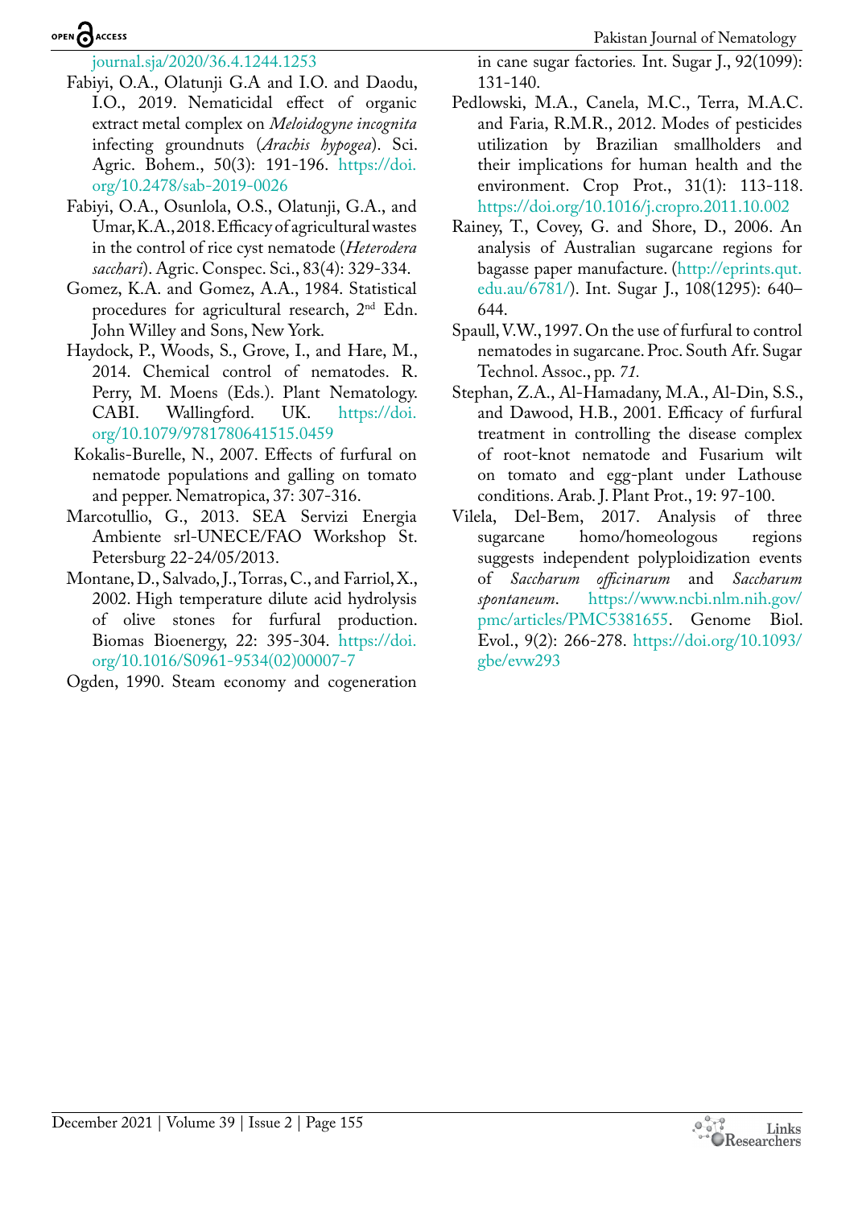journal.sja/2020/36.4.1244.1253

Fabiyi, O.A., Olatunji G.A and I.O. and Daodu, I.O., 2019. Nematicidal effect of organic extract metal complex on *Meloidogyne incognita* infecting groundnuts (*Arachis hypogea*). Sci. Agric. Bohem., 50(3): 191-196. https://doi.org/10.2478/sab-2019-0026

Fabiyi, O.A., Osunlola, O.S., Olatunji, G.A., and Umar, K.A., 2018. Efficacy of agricultural wastes in the control of rice cyst nematode (*Heterodera sacchari*). Agric. Conspec. Sci., 83(4): 329-334.

Gomez, K.A. and Gomez, A.A., 1984. Statistical procedures for agricultural research, 2nd Edn. John Willey and Sons, New York.

Haydock, P., Woods, S., Grove, I., and Hare, M., 2014. Chemical control of nematodes. R. Perry, M. Moens (Eds.). Plant Nematology. CABI. Wallingford. UK. https://doi.org/10.1079/9781780641515.0459

Kokalis-Burelle, N., 2007. Effects of furfural on nematode populations and galling on tomato and pepper. Nematropica, 37: 307-316.

Marcotullio, G., 2013. SEA Servizi Energia Ambiente srl-UNECE/FAO Workshop St. Petersburg 22-24/05/2013.

Montane, D., Salvado, J., Torras, C., and Farriol, X., 2002. High temperature dilute acid hydrolysis of olive stones for furfural production. Biomas Bioenergy, 22: 395-304. https://doi.org/10.1016/S0961-9534(02)00007-7

Ogden, 1990. Steam economy and cogeneration in cane sugar factories. Int. Sugar J., 92(1099): 131-140.

Pedlowski, M.A., Canela, M.C., Terra, M.A.C. and Faria, R.M.R., 2012. Modes of pesticides utilization by Brazilian smallholders and their implications for human health and the environment. Crop Prot., 31(1): 113-118. https://doi.org/10.1016/j.cropro.2011.10.002

Rainey, T., Covey, G. and Shore, D., 2006. An analysis of Australian sugarcane regions for bagasse paper manufacture. (http://eprints.qut.edu.au/6781/). Int. Sugar J., 108(1295): 640–644.

Spaull, V.W., 1997. On the use of furfural to control nematodes in sugarcane. Proc. South Afr. Sugar Technol. Assoc., pp. *71.*

Stephan, Z.A., Al-Hamadany, M.A., Al-Din, S.S., and Dawood, H.B., 2001. Efficacy of furfural treatment in controlling the disease complex of root-knot nematode and Fusarium wilt on tomato and egg-plant under Lathouse conditions. Arab. J. Plant Prot., 19: 97-100.

Vilela, Del-Bem, 2017. Analysis of three sugarcane homo/homeologous regions suggests independent polyploidization events of *Saccharum officinarum* and *Saccharum spontaneum*. https://www.ncbi.nlm.nih.gov/pmc/articles/PMC5381655. Genome Biol. Evol., 9(2): 266-278. https://doi.org/10.1093/gbe/evw293